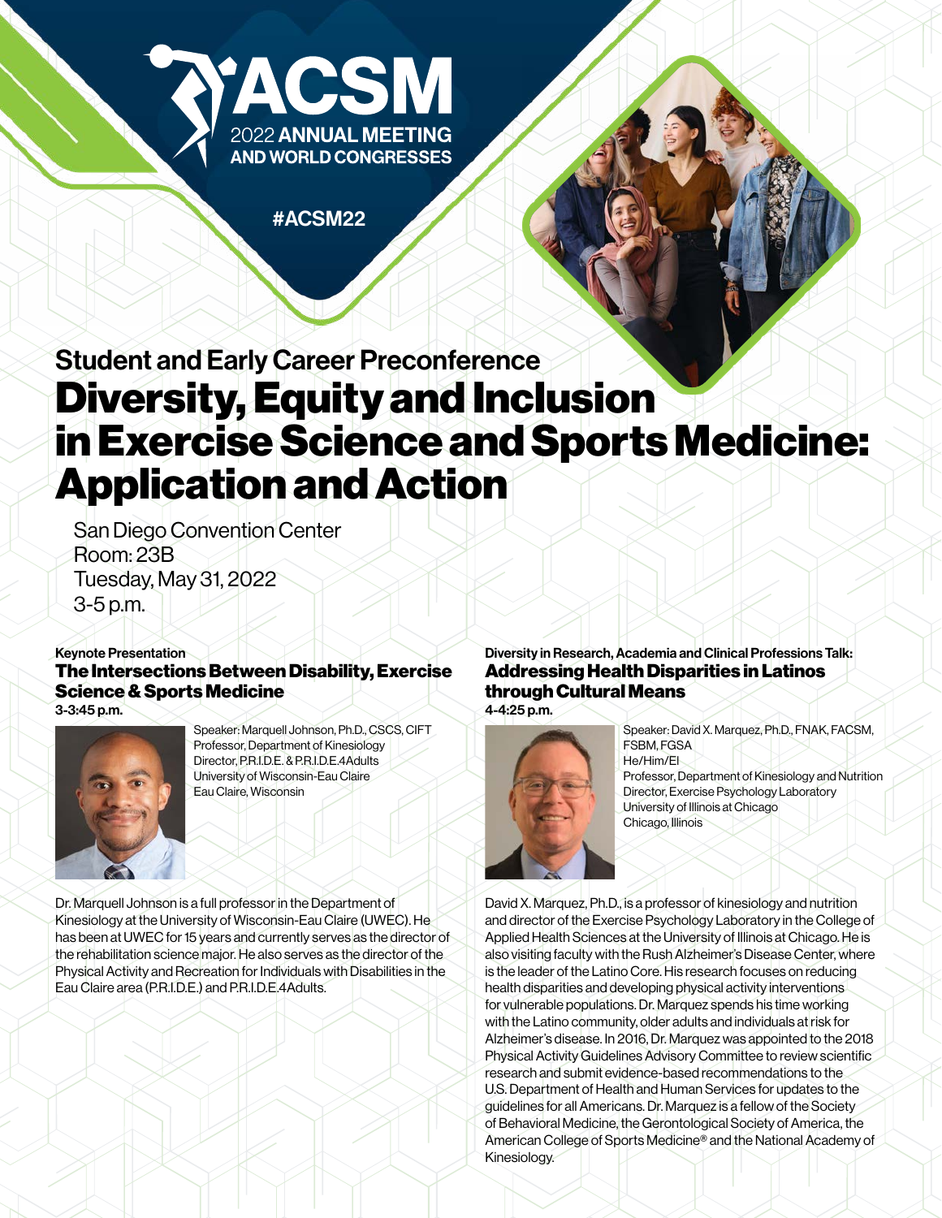ACSM
2022 ANNUAL MEETING
AND WORLD CONGRESSES

#ACSM22

## Student and Early Career Preconference

# Diversity, Equity and Inclusion in Exercise Science and Sports Medicine: Application and Action

San Diego Convention Center
Room: 23B
Tuesday, May 31, 2022
3-5 p.m.

Keynote Presentation

### The Intersections Between Disability, Exercise Science & Sports Medicine

**3-3:45 p.m.**

Speaker: Marquell Johnson, Ph.D., CSCS, CIFT
Professor, Department of Kinesiology
Director, P.R.I.D.E. & P.R.I.D.E.4Adults
University of Wisconsin-Eau Claire
Eau Claire, Wisconsin

Dr. Marquell Johnson is a full professor in the Department of Kinesiology at the University of Wisconsin-Eau Claire (UWEC). He has been at UWEC for 15 years and currently serves as the director of the rehabilitation science major. He also serves as the director of the Physical Activity and Recreation for Individuals with Disabilities in the Eau Claire area (P.R.I.D.E.) and P.R.I.D.E.4Adults.

Diversity in Research, Academia and Clinical Professions Talk:

### Addressing Health Disparities in Latinos through Cultural Means

**4-4:25 p.m.**

Speaker: David X. Marquez, Ph.D., FNAK, FACSM, FSBM, FGSA
He/Him/El
Professor, Department of Kinesiology and Nutrition
Director, Exercise Psychology Laboratory
University of Illinois at Chicago
Chicago, Illinois

David X. Marquez, Ph.D., is a professor of kinesiology and nutrition and director of the Exercise Psychology Laboratory in the College of Applied Health Sciences at the University of Illinois at Chicago. He is also visiting faculty with the Rush Alzheimer's Disease Center, where is the leader of the Latino Core. His research focuses on reducing health disparities and developing physical activity interventions for vulnerable populations. Dr. Marquez spends his time working with the Latino community, older adults and individuals at risk for Alzheimer's disease. In 2016, Dr. Marquez was appointed to the 2018 Physical Activity Guidelines Advisory Committee to review scientific research and submit evidence-based recommendations to the U.S. Department of Health and Human Services for updates to the guidelines for all Americans. Dr. Marquez is a fellow of the Society of Behavioral Medicine, the Gerontological Society of America, the American College of Sports Medicine® and the National Academy of Kinesiology.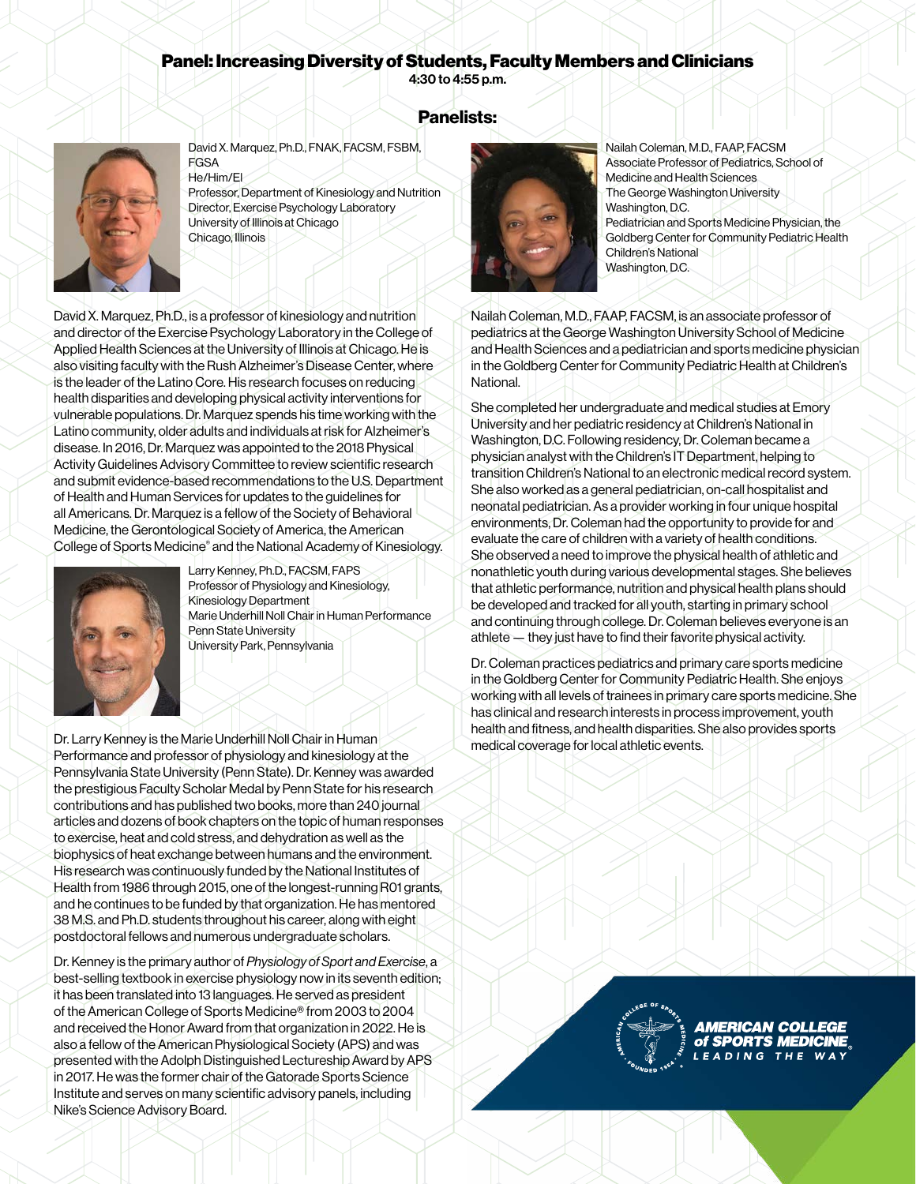## Panel: Increasing Diversity of Students, Faculty Members and Clinicians

4:30 to 4:55 p.m.

### Panelists:

David X. Marquez, Ph.D., FNAK, FACSM, FSBM, FGSA
He/Him/El
Professor, Department of Kinesiology and Nutrition
Director, Exercise Psychology Laboratory
University of Illinois at Chicago
Chicago, Illinois

David X. Marquez, Ph.D., is a professor of kinesiology and nutrition and director of the Exercise Psychology Laboratory in the College of Applied Health Sciences at the University of Illinois at Chicago. He is also visiting faculty with the Rush Alzheimer's Disease Center, where is the leader of the Latino Core. His research focuses on reducing health disparities and developing physical activity interventions for vulnerable populations. Dr. Marquez spends his time working with the Latino community, older adults and individuals at risk for Alzheimer's disease. In 2016, Dr. Marquez was appointed to the 2018 Physical Activity Guidelines Advisory Committee to review scientific research and submit evidence-based recommendations to the U.S. Department of Health and Human Services for updates to the guidelines for all Americans. Dr. Marquez is a fellow of the Society of Behavioral Medicine, the Gerontological Society of America, the American College of Sports Medicine® and the National Academy of Kinesiology.

Larry Kenney, Ph.D., FACSM, FAPS
Professor of Physiology and Kinesiology, Kinesiology Department
Marie Underhill Noll Chair in Human Performance
Penn State University
University Park, Pennsylvania

Dr. Larry Kenney is the Marie Underhill Noll Chair in Human Performance and professor of physiology and kinesiology at the Pennsylvania State University (Penn State). Dr. Kenney was awarded the prestigious Faculty Scholar Medal by Penn State for his research contributions and has published two books, more than 240 journal articles and dozens of book chapters on the topic of human responses to exercise, heat and cold stress, and dehydration as well as the biophysics of heat exchange between humans and the environment. His research was continuously funded by the National Institutes of Health from 1986 through 2015, one of the longest-running R01 grants, and he continues to be funded by that organization. He has mentored 38 M.S. and Ph.D. students throughout his career, along with eight postdoctoral fellows and numerous undergraduate scholars.

Dr. Kenney is the primary author of *Physiology of Sport and Exercise*, a best-selling textbook in exercise physiology now in its seventh edition; it has been translated into 13 languages. He served as president of the American College of Sports Medicine® from 2003 to 2004 and received the Honor Award from that organization in 2022. He is also a fellow of the American Physiological Society (APS) and was presented with the Adolph Distinguished Lectureship Award by APS in 2017. He was the former chair of the Gatorade Sports Science Institute and serves on many scientific advisory panels, including Nike's Science Advisory Board.

Nailah Coleman, M.D., FAAP, FACSM
Associate Professor of Pediatrics, School of Medicine and Health Sciences
The George Washington University
Washington, D.C.
Pediatrician and Sports Medicine Physician, the Goldberg Center for Community Pediatric Health
Children's National
Washington, D.C.

Nailah Coleman, M.D., FAAP, FACSM, is an associate professor of pediatrics at the George Washington University School of Medicine and Health Sciences and a pediatrician and sports medicine physician in the Goldberg Center for Community Pediatric Health at Children's National.

She completed her undergraduate and medical studies at Emory University and her pediatric residency at Children's National in Washington, D.C. Following residency, Dr. Coleman became a physician analyst with the Children's IT Department, helping to transition Children's National to an electronic medical record system. She also worked as a general pediatrician, on-call hospitalist and neonatal pediatrician. As a provider working in four unique hospital environments, Dr. Coleman had the opportunity to provide for and evaluate the care of children with a variety of health conditions. She observed a need to improve the physical health of athletic and nonathletic youth during various developmental stages. She believes that athletic performance, nutrition and physical health plans should be developed and tracked for all youth, starting in primary school and continuing through college. Dr. Coleman believes everyone is an athlete — they just have to find their favorite physical activity.

Dr. Coleman practices pediatrics and primary care sports medicine in the Goldberg Center for Community Pediatric Health. She enjoys working with all levels of trainees in primary care sports medicine. She has clinical and research interests in process improvement, youth health and fitness, and health disparities. She also provides sports medical coverage for local athletic events.

AMERICAN COLLEGE of SPORTS MEDICINE® LEADING THE WAY